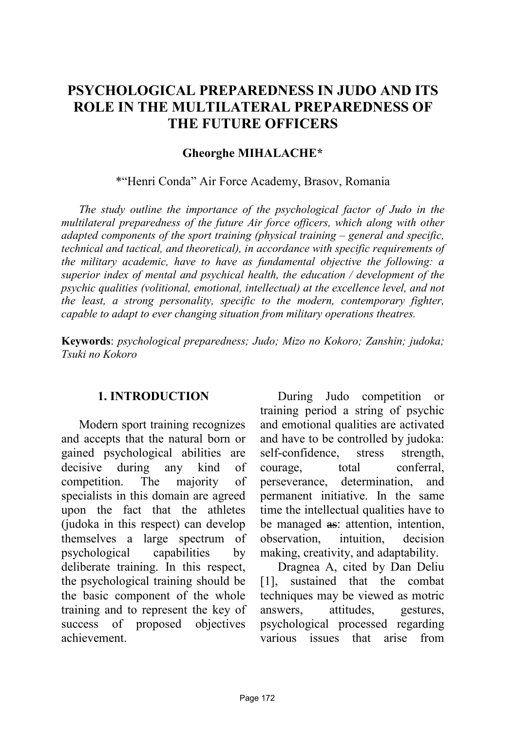# PSYCHOLOGICAL PREPAREDNESS IN JUDO AND ITS ROLE IN THE MULTILATERAL PREPAREDNESS OF THE FUTURE OFFICERS

**Gheorghe MIHALACHE***

*"Henri Conda" Air Force Academy, Brasov, Romania

*The study outline the importance of the psychological factor of Judo in the multilateral preparedness of the future Air force officers, which along with other adapted components of the sport training (physical training – general and specific, technical and tactical, and theoretical), in accordance with specific requirements of the military academic, have to have as fundamental objective the following: a superior index of mental and psychical health, the education / development of the psychic qualities (volitional, emotional, intellectual) at the excellence level, and not the least, a strong personality, specific to the modern, contemporary fighter, capable to adapt to ever changing situation from military operations theatres.*

**Keywords**: *psychological preparedness; Judo; Mizo no Kokoro; Zanshin; judoka; Tsuki no Kokoro*

## 1. INTRODUCTION

Modern sport training recognizes and accepts that the natural born or gained psychological abilities are decisive during any kind of competition. The majority of specialists in this domain are agreed upon the fact that the athletes (judoka in this respect) can develop themselves a large spectrum of psychological capabilities by deliberate training. In this respect, the psychological training should be the basic component of the whole training and to represent the key of success of proposed objectives achievement.

During Judo competition or training period a string of psychic and emotional qualities are activated and have to be controlled by judoka: self-confidence, stress strength, courage, total conferral, perseverance, determination, and permanent initiative. In the same time the intellectual qualities have to be managed ~~as~~: attention, intention, observation, intuition, decision making, creativity, and adaptability.

Dragnea A, cited by Dan Deliu [1], sustained that the combat techniques may be viewed as motric answers, attitudes, gestures, psychological processed regarding various issues that arise from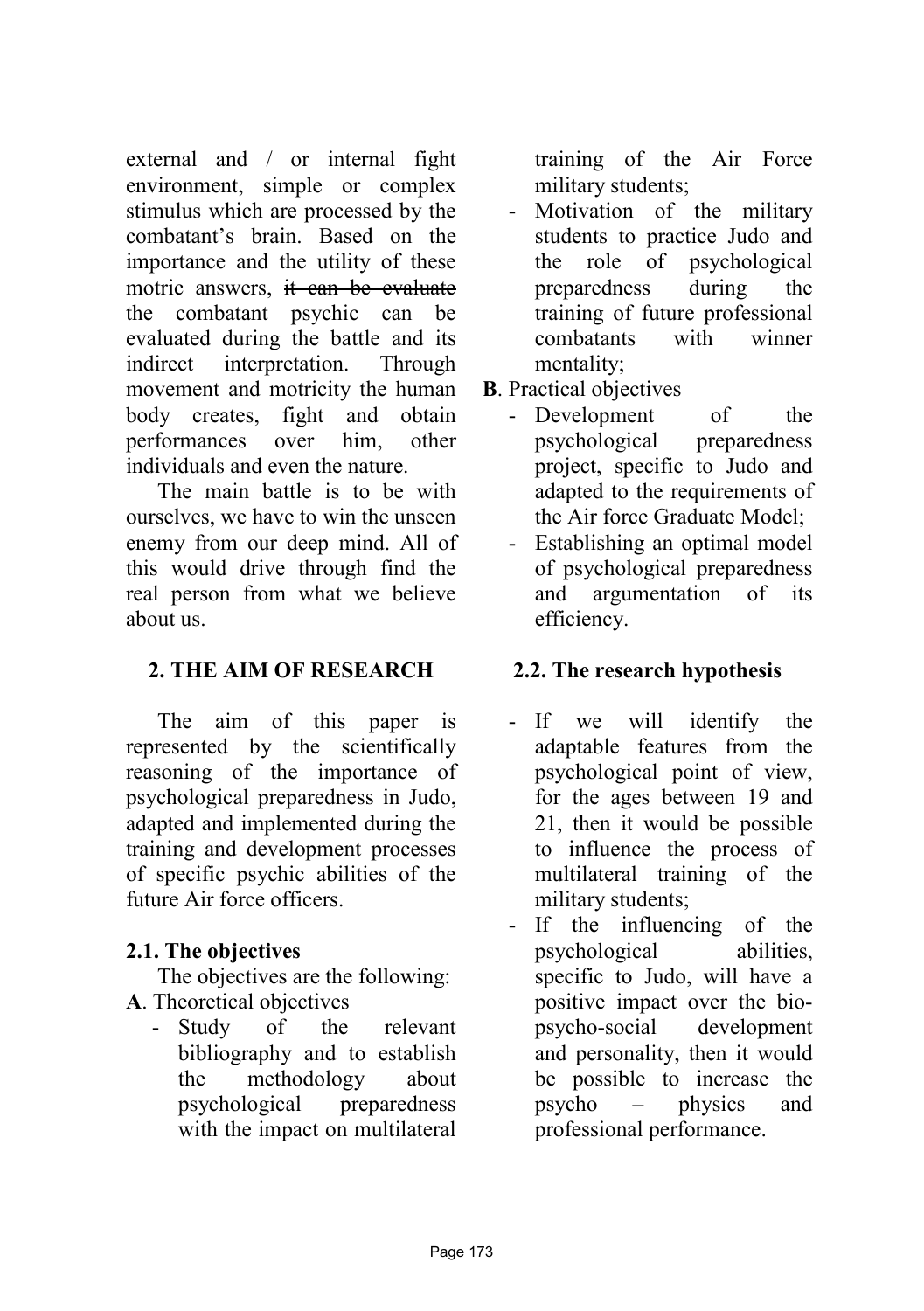external and / or internal fight environment, simple or complex stimulus which are processed by the combatant's brain. Based on the importance and the utility of these motric answers, ~~it can be evaluate~~ the combatant psychic can be evaluated during the battle and its indirect interpretation. Through movement and motricity the human body creates, fight and obtain performances over him, other individuals and even the nature.

The main battle is to be with ourselves, we have to win the unseen enemy from our deep mind. All of this would drive through find the real person from what we believe about us.

## 2. THE AIM OF RESEARCH

The aim of this paper is represented by the scientifically reasoning of the importance of psychological preparedness in Judo, adapted and implemented during the training and development processes of specific psychic abilities of the future Air force officers.

### 2.1. The objectives

The objectives are the following:

**A**. Theoretical objectives

- Study of the relevant bibliography and to establish the methodology about psychological preparedness with the impact on multilateral training of the Air Force military students;
- Motivation of the military students to practice Judo and the role of psychological preparedness during the training of future professional combatants with winner mentality;

**B**. Practical objectives

- Development of the psychological preparedness project, specific to Judo and adapted to the requirements of the Air force Graduate Model;
- Establishing an optimal model of psychological preparedness and argumentation of its efficiency.

### 2.2. The research hypothesis

- If we will identify the adaptable features from the psychological point of view, for the ages between 19 and 21, then it would be possible to influence the process of multilateral training of the military students;
- If the influencing of the psychological abilities, specific to Judo, will have a positive impact over the bio-psycho-social development and personality, then it would be possible to increase the psycho – physics and professional performance.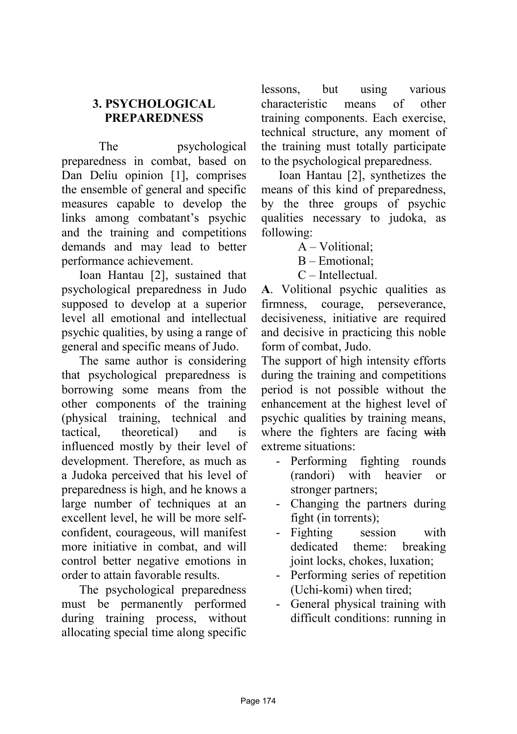## 3. PSYCHOLOGICAL PREPAREDNESS

The psychological preparedness in combat, based on Dan Deliu opinion [1], comprises the ensemble of general and specific measures capable to develop the links among combatant's psychic and the training and competitions demands and may lead to better performance achievement.

Ioan Hantau [2], sustained that psychological preparedness in Judo supposed to develop at a superior level all emotional and intellectual psychic qualities, by using a range of general and specific means of Judo.

The same author is considering that psychological preparedness is borrowing some means from the other components of the training (physical training, technical and tactical, theoretical) and is influenced mostly by their level of development. Therefore, as much as a Judoka perceived that his level of preparedness is high, and he knows a large number of techniques at an excellent level, he will be more self-confident, courageous, will manifest more initiative in combat, and will control better negative emotions in order to attain favorable results.

The psychological preparedness must be permanently performed during training process, without allocating special time along specific lessons, but using various characteristic means of other training components. Each exercise, technical structure, any moment of the training must totally participate to the psychological preparedness.

Ioan Hantau [2], synthetizes the means of this kind of preparedness, by the three groups of psychic qualities necessary to judoka, as following:

A – Volitional;

B – Emotional;

C – Intellectual.

**A**. Volitional psychic qualities as firmness, courage, perseverance, decisiveness, initiative are required and decisive in practicing this noble form of combat, Judo.

The support of high intensity efforts during the training and competitions period is not possible without the enhancement at the highest level of psychic qualities by training means, where the fighters are facing ~~with~~ extreme situations:

- Performing fighting rounds (randori) with heavier or stronger partners;
- Changing the partners during fight (in torrents);
- Fighting session with dedicated theme: breaking joint locks, chokes, luxation;
- Performing series of repetition (Uchi-komi) when tired;
- General physical training with difficult conditions: running in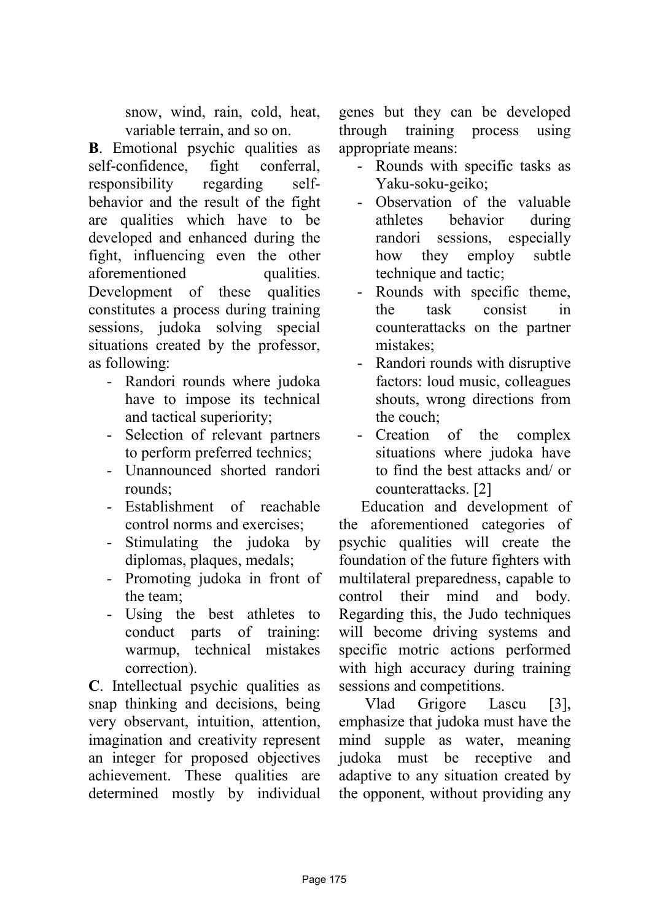snow, wind, rain, cold, heat, variable terrain, and so on.

**B**. Emotional psychic qualities as self-confidence, fight conferral, responsibility regarding self-behavior and the result of the fight are qualities which have to be developed and enhanced during the fight, influencing even the other aforementioned qualities. Development of these qualities constitutes a process during training sessions, judoka solving special situations created by the professor, as following:

- Randori rounds where judoka have to impose its technical and tactical superiority;
- Selection of relevant partners to perform preferred technics;
- Unannounced shorted randori rounds;
- Establishment of reachable control norms and exercises;
- Stimulating the judoka by diplomas, plaques, medals;
- Promoting judoka in front of the team;
- Using the best athletes to conduct parts of training: warmup, technical mistakes correction).

**C**. Intellectual psychic qualities as snap thinking and decisions, being very observant, intuition, attention, imagination and creativity represent an integer for proposed objectives achievement. These qualities are determined mostly by individual genes but they can be developed through training process using appropriate means:

- Rounds with specific tasks as Yaku-soku-geiko;
- Observation of the valuable athletes behavior during randori sessions, especially how they employ subtle technique and tactic;
- Rounds with specific theme, the task consist in counterattacks on the partner mistakes;
- Randori rounds with disruptive factors: loud music, colleagues shouts, wrong directions from the couch;
- Creation of the complex situations where judoka have to find the best attacks and/ or counterattacks. [2]

Education and development of the aforementioned categories of psychic qualities will create the foundation of the future fighters with multilateral preparedness, capable to control their mind and body. Regarding this, the Judo techniques will become driving systems and specific motric actions performed with high accuracy during training sessions and competitions.

Vlad Grigore Lascu [3], emphasize that judoka must have the mind supple as water, meaning judoka must be receptive and adaptive to any situation created by the opponent, without providing any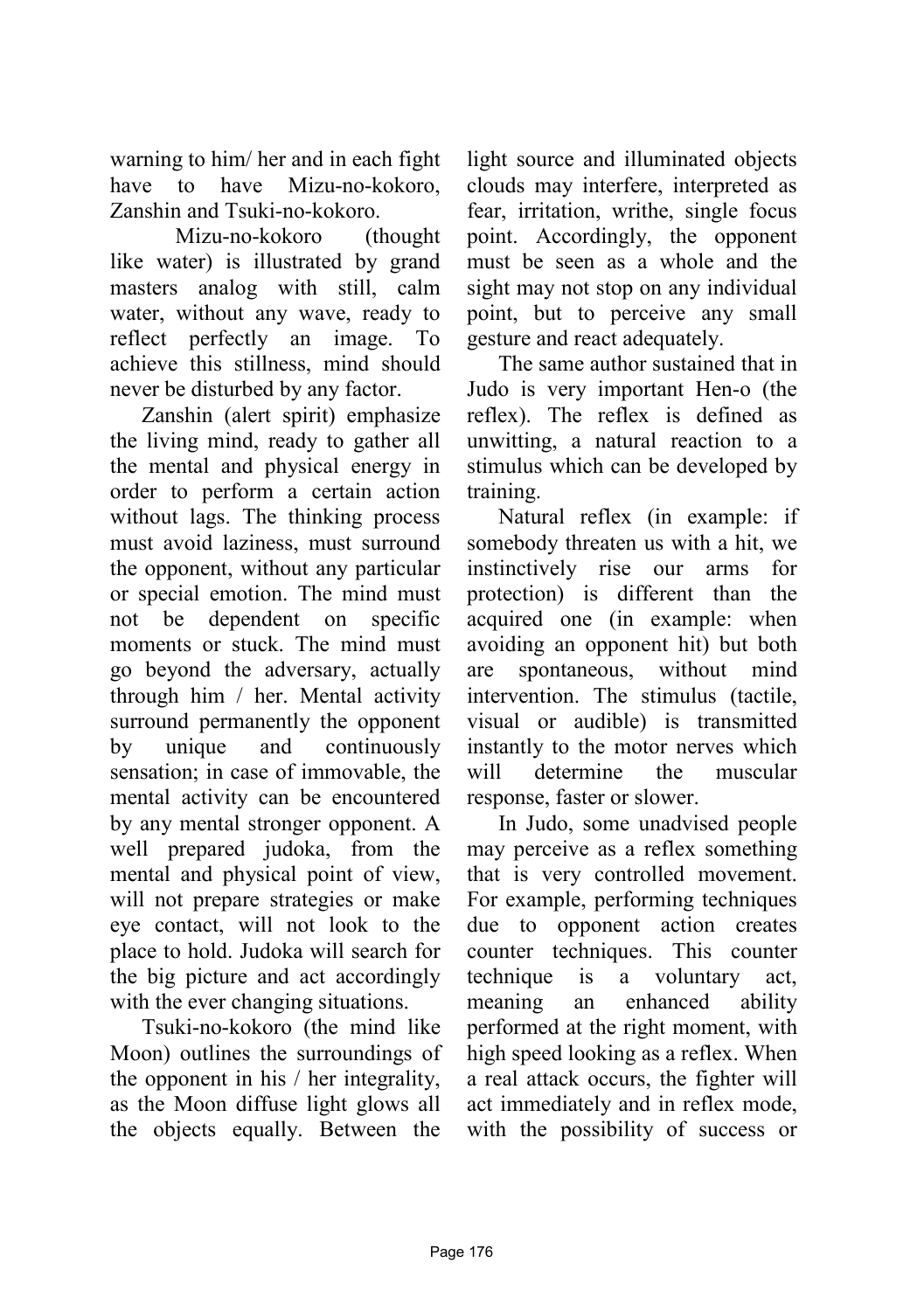warning to him/ her and in each fight have to have Mizu-no-kokoro, Zanshin and Tsuki-no-kokoro.

Mizu-no-kokoro (thought like water) is illustrated by grand masters analog with still, calm water, without any wave, ready to reflect perfectly an image. To achieve this stillness, mind should never be disturbed by any factor.

Zanshin (alert spirit) emphasize the living mind, ready to gather all the mental and physical energy in order to perform a certain action without lags. The thinking process must avoid laziness, must surround the opponent, without any particular or special emotion. The mind must not be dependent on specific moments or stuck. The mind must go beyond the adversary, actually through him / her. Mental activity surround permanently the opponent by unique and continuously sensation; in case of immovable, the mental activity can be encountered by any mental stronger opponent. A well prepared judoka, from the mental and physical point of view, will not prepare strategies or make eye contact, will not look to the place to hold. Judoka will search for the big picture and act accordingly with the ever changing situations.

Tsuki-no-kokoro (the mind like Moon) outlines the surroundings of the opponent in his / her integrality, as the Moon diffuse light glows all the objects equally. Between the light source and illuminated objects clouds may interfere, interpreted as fear, irritation, writhe, single focus point. Accordingly, the opponent must be seen as a whole and the sight may not stop on any individual point, but to perceive any small gesture and react adequately.

The same author sustained that in Judo is very important Hen-o (the reflex). The reflex is defined as unwitting, a natural reaction to a stimulus which can be developed by training.

Natural reflex (in example: if somebody threaten us with a hit, we instinctively rise our arms for protection) is different than the acquired one (in example: when avoiding an opponent hit) but both are spontaneous, without mind intervention. The stimulus (tactile, visual or audible) is transmitted instantly to the motor nerves which will determine the muscular response, faster or slower.

In Judo, some unadvised people may perceive as a reflex something that is very controlled movement. For example, performing techniques due to opponent action creates counter techniques. This counter technique is a voluntary act, meaning an enhanced ability performed at the right moment, with high speed looking as a reflex. When a real attack occurs, the fighter will act immediately and in reflex mode, with the possibility of success or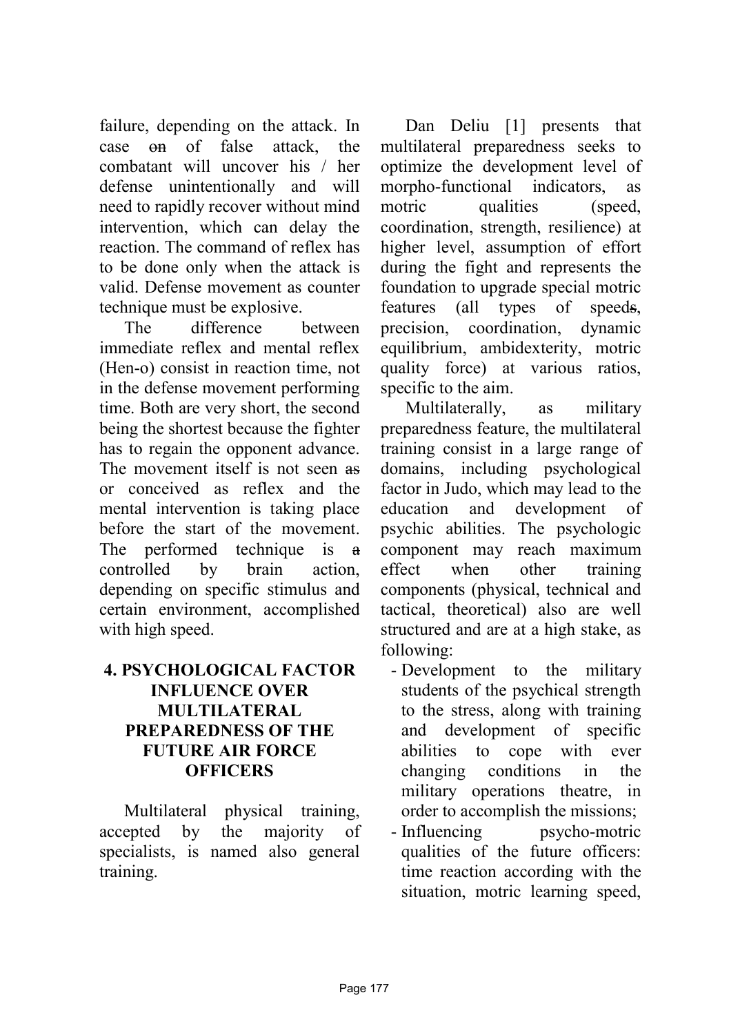failure, depending on the attack. In case ~~on~~ of false attack, the combatant will uncover his / her defense unintentionally and will need to rapidly recover without mind intervention, which can delay the reaction. The command of reflex has to be done only when the attack is valid. Defense movement as counter technique must be explosive.

The difference between immediate reflex and mental reflex (Hen-o) consist in reaction time, not in the defense movement performing time. Both are very short, the second being the shortest because the fighter has to regain the opponent advance. The movement itself is not seen ~~as~~ or conceived as reflex and the mental intervention is taking place before the start of the movement. The performed technique is ~~a~~ controlled by brain action, depending on specific stimulus and certain environment, accomplished with high speed.

## 4. PSYCHOLOGICAL FACTOR INFLUENCE OVER MULTILATERAL PREPAREDNESS OF THE FUTURE AIR FORCE OFFICERS

Multilateral physical training, accepted by the majority of specialists, is named also general training.

Dan Deliu [1] presents that multilateral preparedness seeks to optimize the development level of morpho-functional indicators, as motric qualities (speed, coordination, strength, resilience) at higher level, assumption of effort during the fight and represents the foundation to upgrade special motric features (all types of speed~~s~~, precision, coordination, dynamic equilibrium, ambidexterity, motric quality force) at various ratios, specific to the aim.

Multilaterally, as military preparedness feature, the multilateral training consist in a large range of domains, including psychological factor in Judo, which may lead to the education and development of psychic abilities. The psychologic component may reach maximum effect when other training components (physical, technical and tactical, theoretical) also are well structured and are at a high stake, as following:

- Development to the military students of the psychical strength to the stress, along with training and development of specific abilities to cope with ever changing conditions in the military operations theatre, in order to accomplish the missions;
- Influencing psycho-motric qualities of the future officers: time reaction according with the situation, motric learning speed,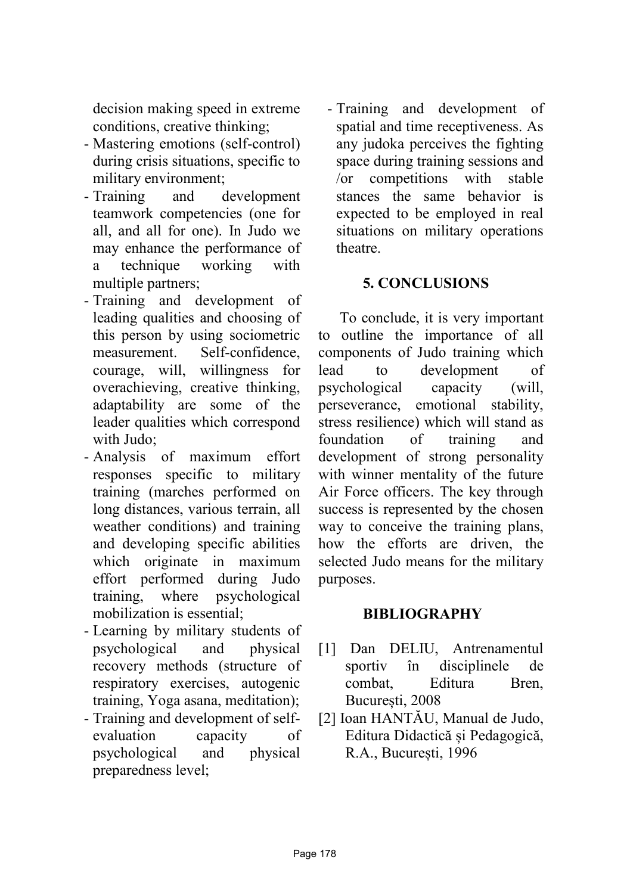decision making speed in extreme conditions, creative thinking;

- Mastering emotions (self-control) during crisis situations, specific to military environment;
- Training and development teamwork competencies (one for all, and all for one). In Judo we may enhance the performance of a technique working with multiple partners;
- Training and development of leading qualities and choosing of this person by using sociometric measurement. Self-confidence, courage, will, willingness for overachieving, creative thinking, adaptability are some of the leader qualities which correspond with Judo;
- Analysis of maximum effort responses specific to military training (marches performed on long distances, various terrain, all weather conditions) and training and developing specific abilities which originate in maximum effort performed during Judo training, where psychological mobilization is essential;
- Learning by military students of psychological and physical recovery methods (structure of respiratory exercises, autogenic training, Yoga asana, meditation);
- Training and development of self-evaluation capacity of psychological and physical preparedness level;
- Training and development of spatial and time receptiveness. As any judoka perceives the fighting space during training sessions and /or competitions with stable stances the same behavior is expected to be employed in real situations on military operations theatre.

## 5. CONCLUSIONS

To conclude, it is very important to outline the importance of all components of Judo training which lead to development of psychological capacity (will, perseverance, emotional stability, stress resilience) which will stand as foundation of training and development of strong personality with winner mentality of the future Air Force officers. The key through success is represented by the chosen way to conceive the training plans, how the efforts are driven, the selected Judo means for the military purposes.

## BIBLIOGRAPHY

[1] Dan DELIU, Antrenamentul sportiv în disciplinele de combat, Editura Bren, București, 2008

[2] Ioan HANTĂU, Manual de Judo, Editura Didactică și Pedagogică, R.A., București, 1996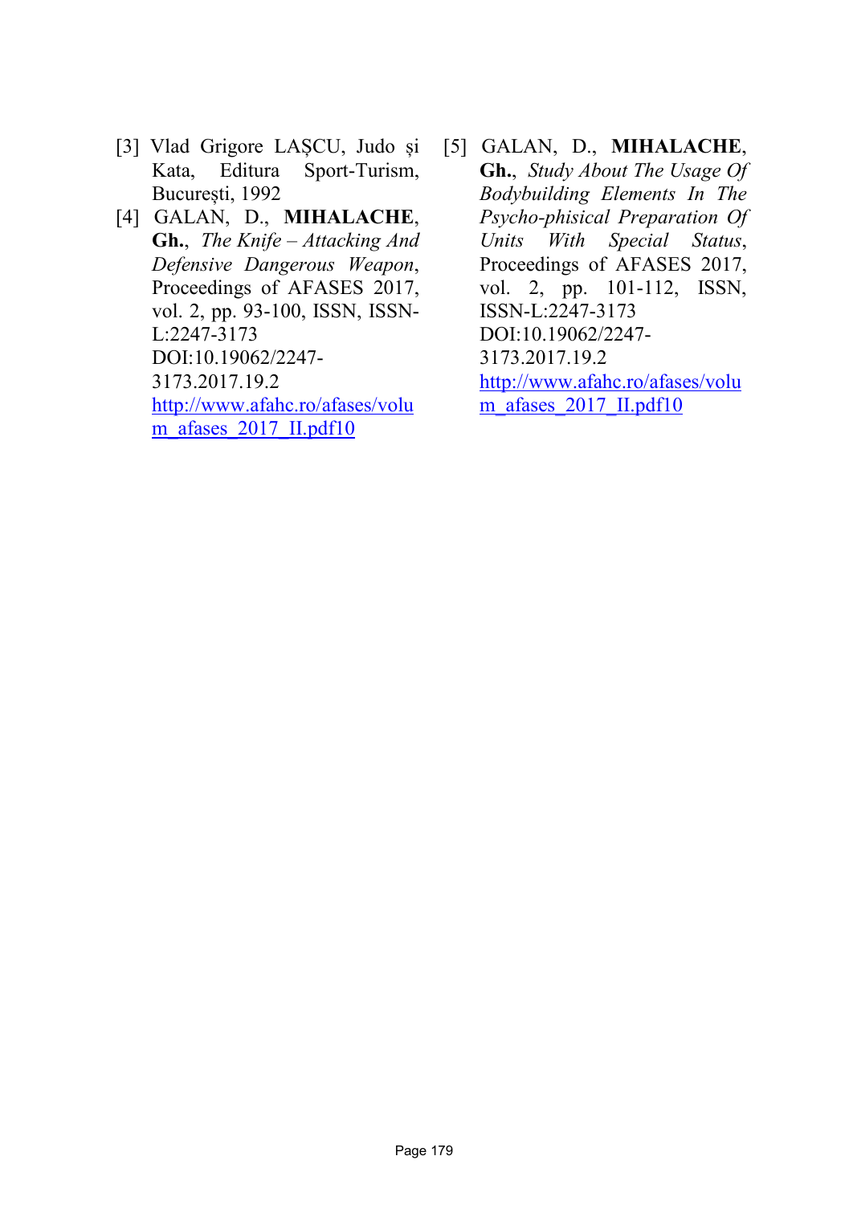[3] Vlad Grigore LAȘCU, Judo și Kata, Editura Sport-Turism, București, 1992

[4] GALAN, D., **MIHALACHE**, **Gh.**, *The Knife – Attacking And Defensive Dangerous Weapon*, Proceedings of AFASES 2017, vol. 2, pp. 93-100, ISSN, ISSN-L:2247-3173 DOI:10.19062/2247-3173.2017.19.2 http://www.afahc.ro/afases/volum_afases_2017_II.pdf10

[5] GALAN, D., **MIHALACHE**, **Gh.**, *Study About The Usage Of Bodybuilding Elements In The Psycho-phisical Preparation Of Units With Special Status*, Proceedings of AFASES 2017, vol. 2, pp. 101-112, ISSN, ISSN-L:2247-3173 DOI:10.19062/2247-3173.2017.19.2 http://www.afahc.ro/afases/volum_afases_2017_II.pdf10